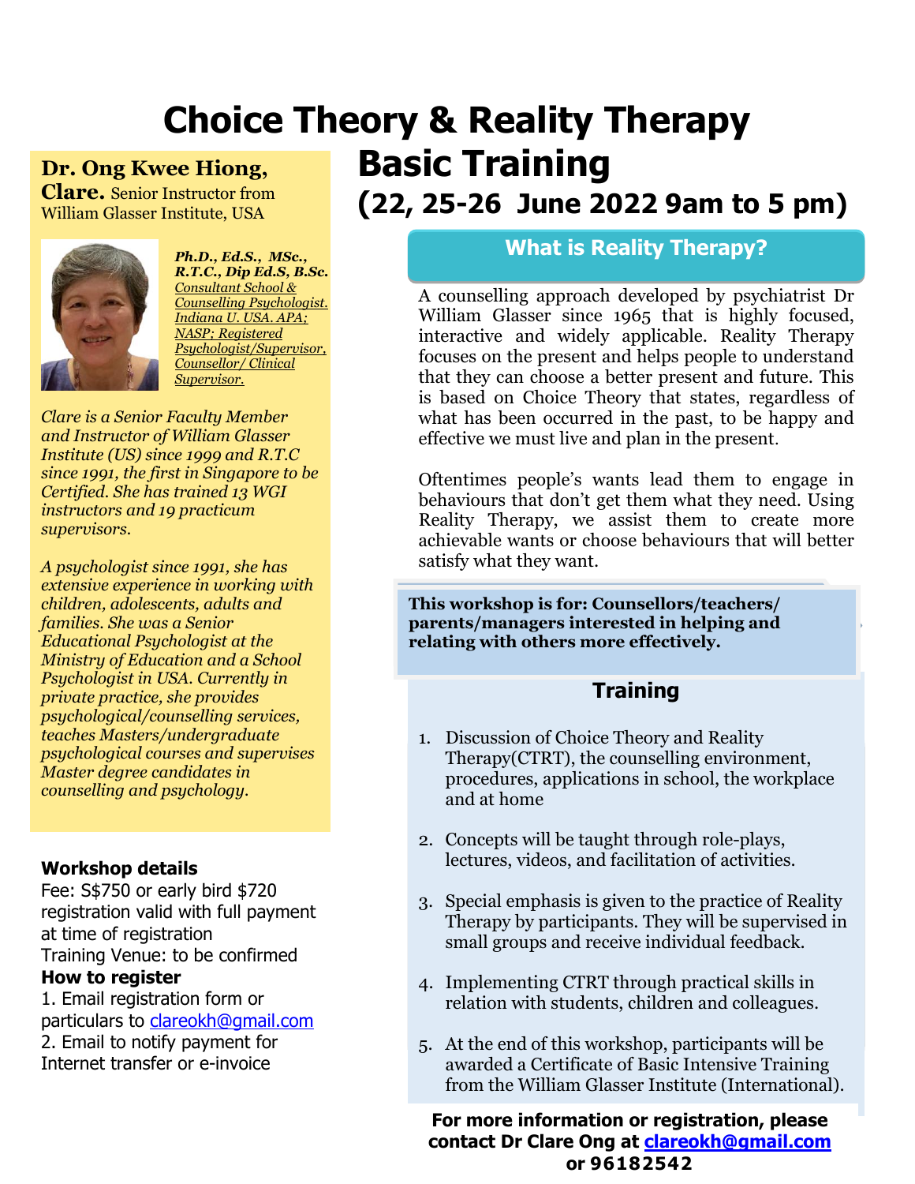# Choice Theory & Reality Therapy Basic Training

## (22, 25-26 June 2022 9am to 5 pm)

**Dr. Ong Kwee Hiong, Clare.** Senior Instructor from William Glasser Institute, USA

***Ph.D., Ed.S., MSc., R.T.C., Dip Ed.S, B.Sc.***
*Consultant School & Counselling Psychologist. Indiana U. USA. APA; NASP; Registered Psychologist/Supervisor, Counsellor/ Clinical Supervisor.*

*Clare is a Senior Faculty Member and Instructor of William Glasser Institute (US) since 1999 and R.T.C since 1991, the first in Singapore to be Certified. She has trained 13 WGI instructors and 19 practicum supervisors.*

*A psychologist since 1991, she has extensive experience in working with children, adolescents, adults and families. She was a Senior Educational Psychologist at the Ministry of Education and a School Psychologist in USA. Currently in private practice, she provides psychological/counselling services, teaches Masters/undergraduate psychological courses and supervises Master degree candidates in counselling and psychology.*

### What is Reality Therapy?

A counselling approach developed by psychiatrist Dr William Glasser since 1965 that is highly focused, interactive and widely applicable. Reality Therapy focuses on the present and helps people to understand that they can choose a better present and future. This is based on Choice Theory that states, regardless of what has been occurred in the past, to be happy and effective we must live and plan in the present.

Oftentimes people's wants lead them to engage in behaviours that don't get them what they need. Using Reality Therapy, we assist them to create more achievable wants or choose behaviours that will better satisfy what they want.

**This workshop is for: Counsellors/teachers/ parents/managers interested in helping and relating with others more effectively.**

### Training

1. Discussion of Choice Theory and Reality Therapy(CTRT), the counselling environment, procedures, applications in school, the workplace and at home
2. Concepts will be taught through role-plays, lectures, videos, and facilitation of activities.
3. Special emphasis is given to the practice of Reality Therapy by participants. They will be supervised in small groups and receive individual feedback.
4. Implementing CTRT through practical skills in relation with students, children and colleagues.
5. At the end of this workshop, participants will be awarded a Certificate of Basic Intensive Training from the William Glasser Institute (International).

**Workshop details**

Fee: S$750 or early bird $720 registration valid with full payment at time of registration

Training Venue: to be confirmed

**How to register**

1. Email registration form or particulars to clareokh@gmail.com
2. Email to notify payment for Internet transfer or e-invoice

**For more information or registration, please contact Dr Clare Ong at clareokh@gmail.com or 96182542**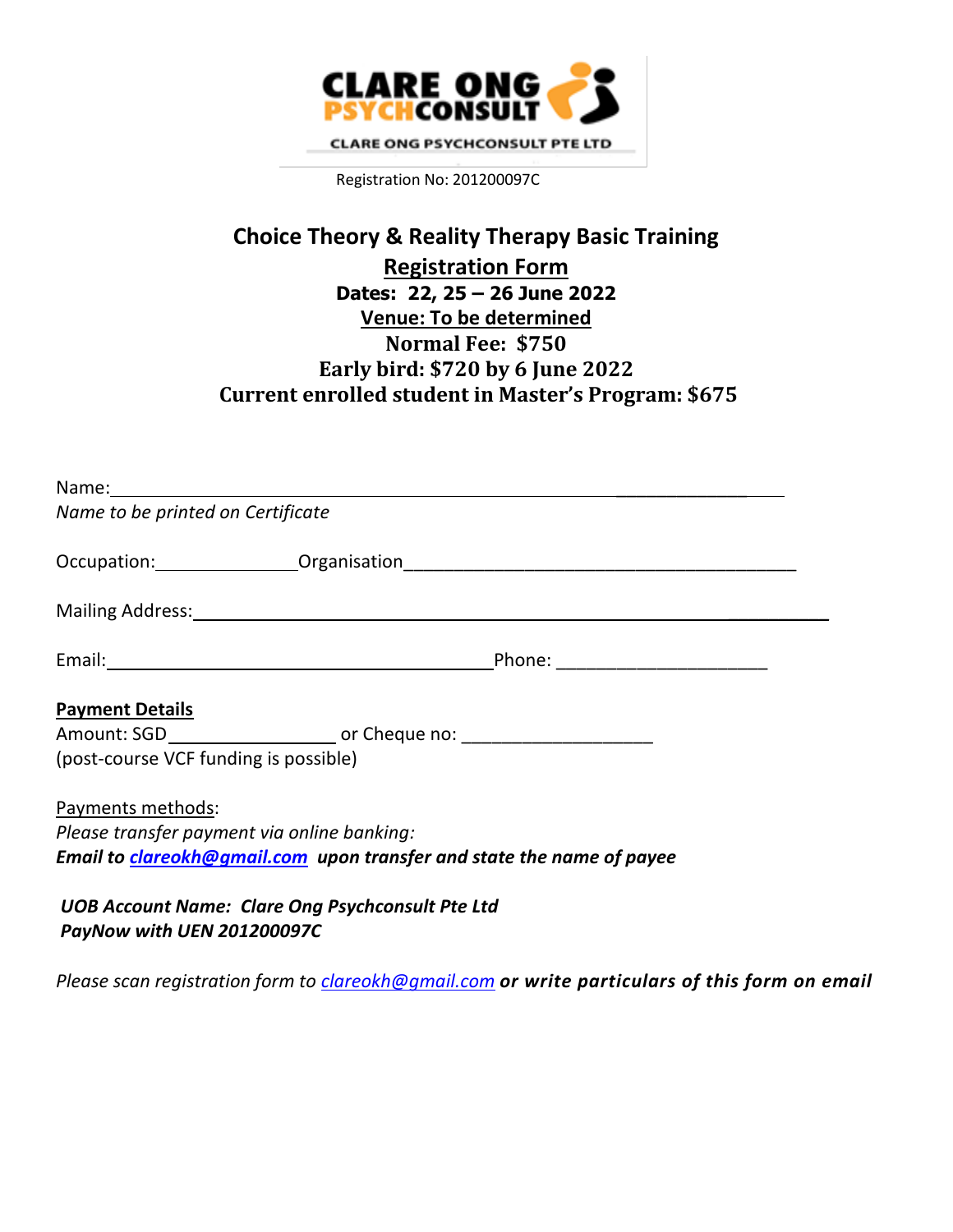CLARE ONG PSYCHCONSULT

CLARE ONG PSYCHCONSULT PTE LTD

Registration No: 201200097C

# Choice Theory & Reality Therapy Basic Training

## Registration Form

**Dates: 22, 25 – 26 June 2022**

**Venue: To be determined**

**Normal Fee: $750**

**Early bird: $720 by 6 June 2022**

**Current enrolled student in Master's Program: $675**

Name: ____________________________________________________________

*Name to be printed on Certificate*

Occupation: ______________ Organisation ________________________________________

Mailing Address: ____________________________________________________________

Email: ________________________________________ Phone: _____________________

**Payment Details**

Amount: SGD _________________ or Cheque no: ___________________

(post-course VCF funding is possible)

Payments methods:

*Please transfer payment via online banking:*

***Email to clareokh@gmail.com upon transfer and state the name of payee***

***UOB Account Name: Clare Ong Psychconsult Pte Ltd***

***PayNow with UEN 201200097C***

*Please scan registration form to clareokh@gmail.com* ***or write particulars of this form on email***